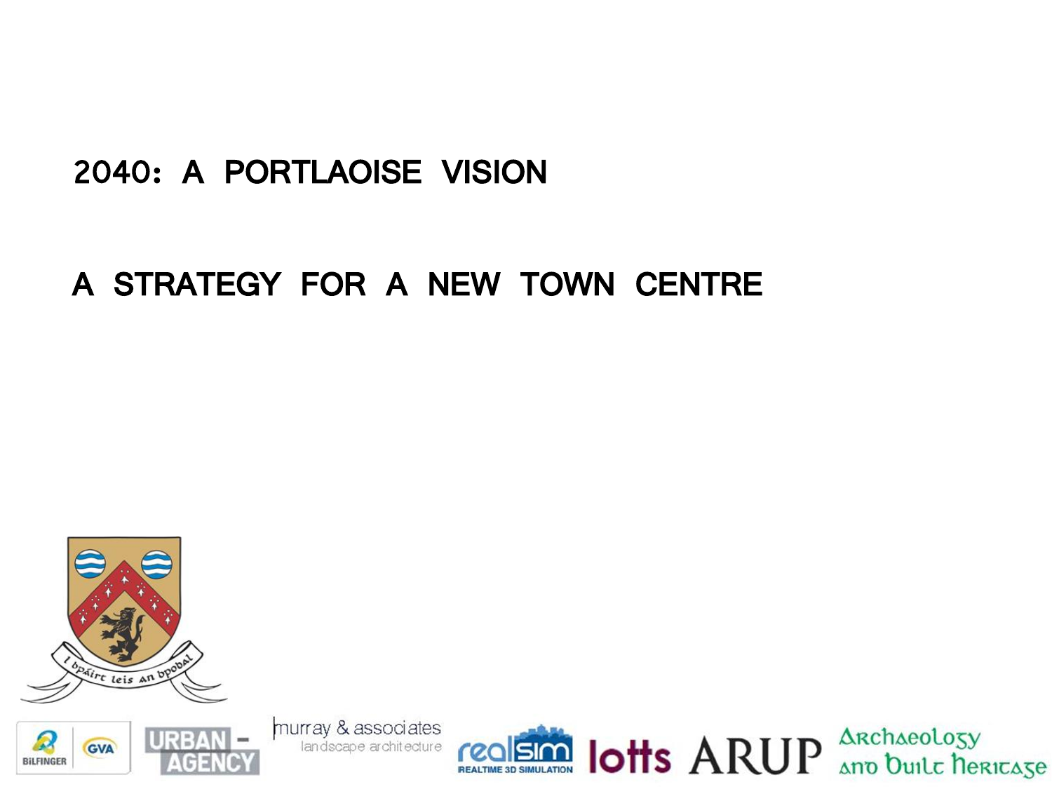# 2040: A PORTLAOISE VISION

## A STRATEGY FOR A NEW TOWN CENTRE

i bpáirt leis an bpobal

BILFINGER GVA URBAN – AGENCY murray & associates landscape architecture realsim REALTIME 3D SIMULATION lotts ARUP Archaeology and Built Heritage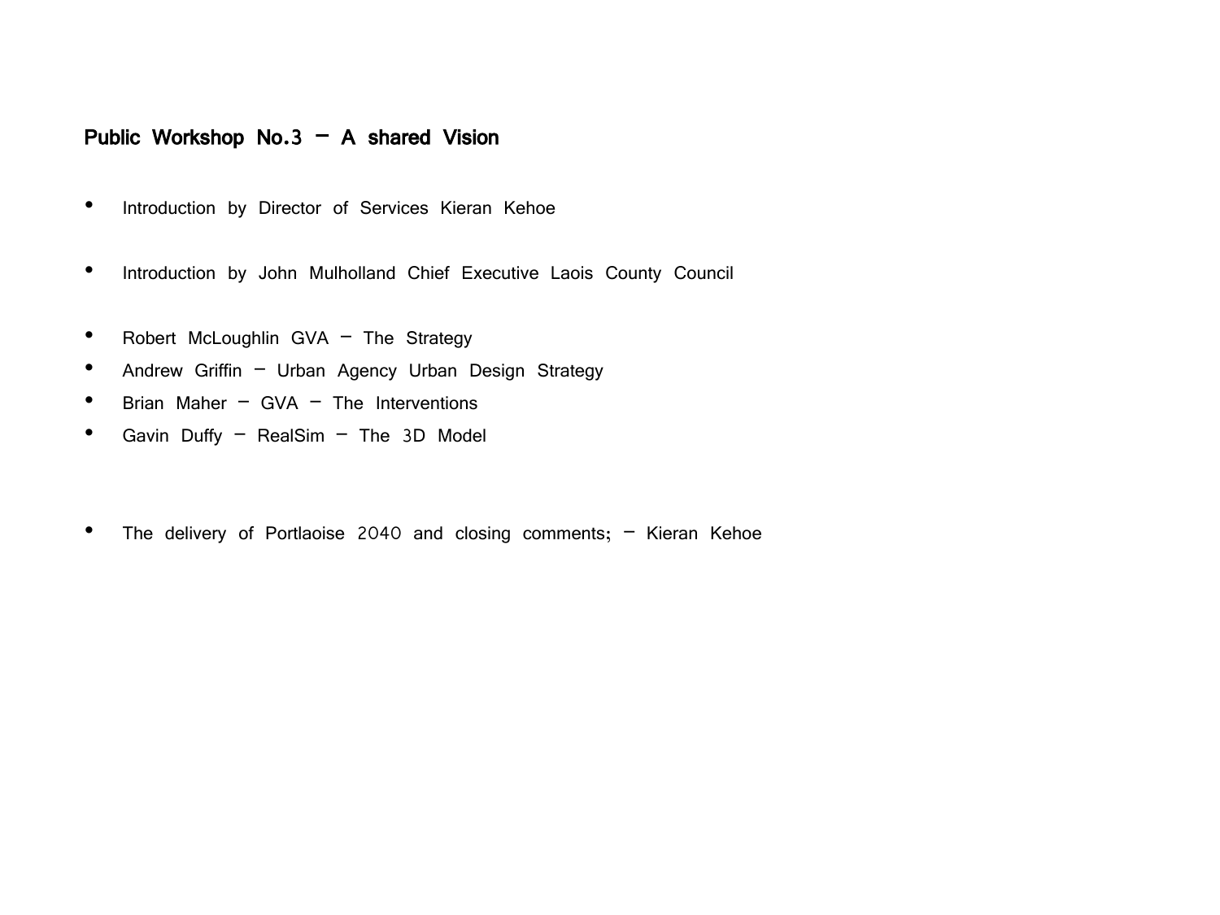## Public Workshop No.3 – A shared Vision

- Introduction by Director of Services Kieran Kehoe

- Introduction by John Mulholland Chief Executive Laois County Council

- Robert McLoughlin GVA – The Strategy
- Andrew Griffin – Urban Agency Urban Design Strategy
- Brian Maher – GVA – The Interventions
- Gavin Duffy – RealSim – The 3D Model

- The delivery of Portlaoise 2040 and closing comments; – Kieran Kehoe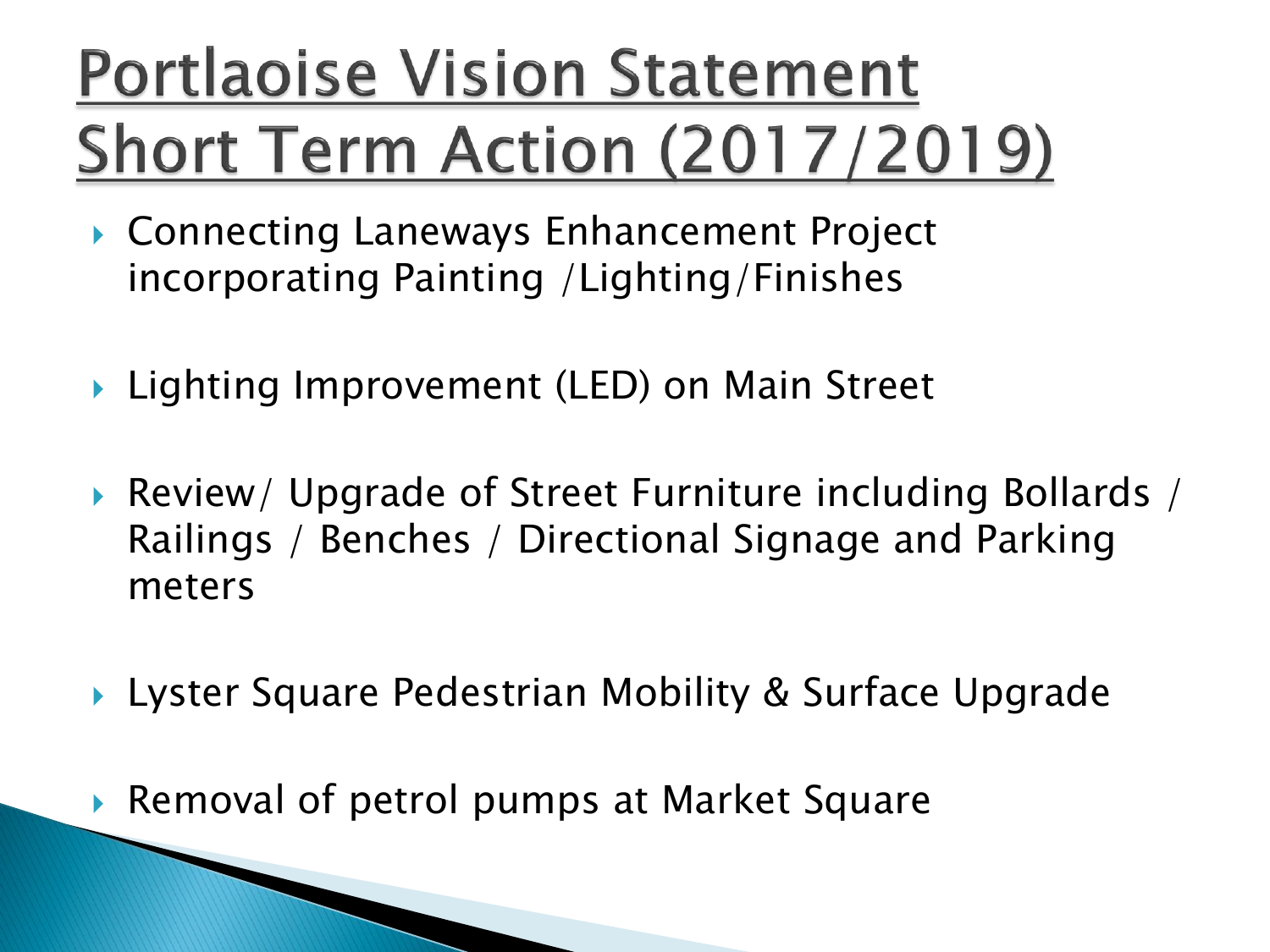# Portlaoise Vision Statement Short Term Action (2017/2019)

- Connecting Laneways Enhancement Project incorporating Painting /Lighting/Finishes
- Lighting Improvement (LED) on Main Street
- Review/ Upgrade of Street Furniture including Bollards / Railings / Benches / Directional Signage and Parking meters
- Lyster Square Pedestrian Mobility & Surface Upgrade
- Removal of petrol pumps at Market Square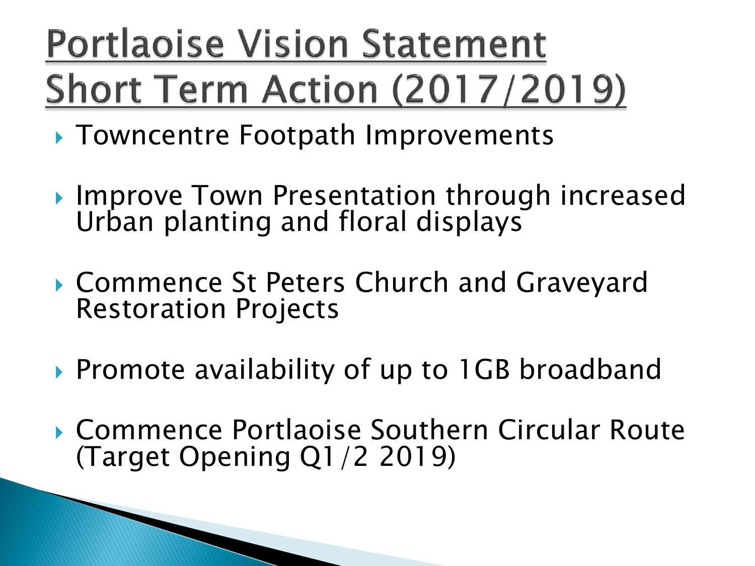# Portlaoise Vision Statement Short Term Action (2017/2019)

- Towncentre Footpath Improvements
- Improve Town Presentation through increased Urban planting and floral displays
- Commence St Peters Church and Graveyard Restoration Projects
- Promote availability of up to 1GB broadband
- Commence Portlaoise Southern Circular Route (Target Opening Q1/2 2019)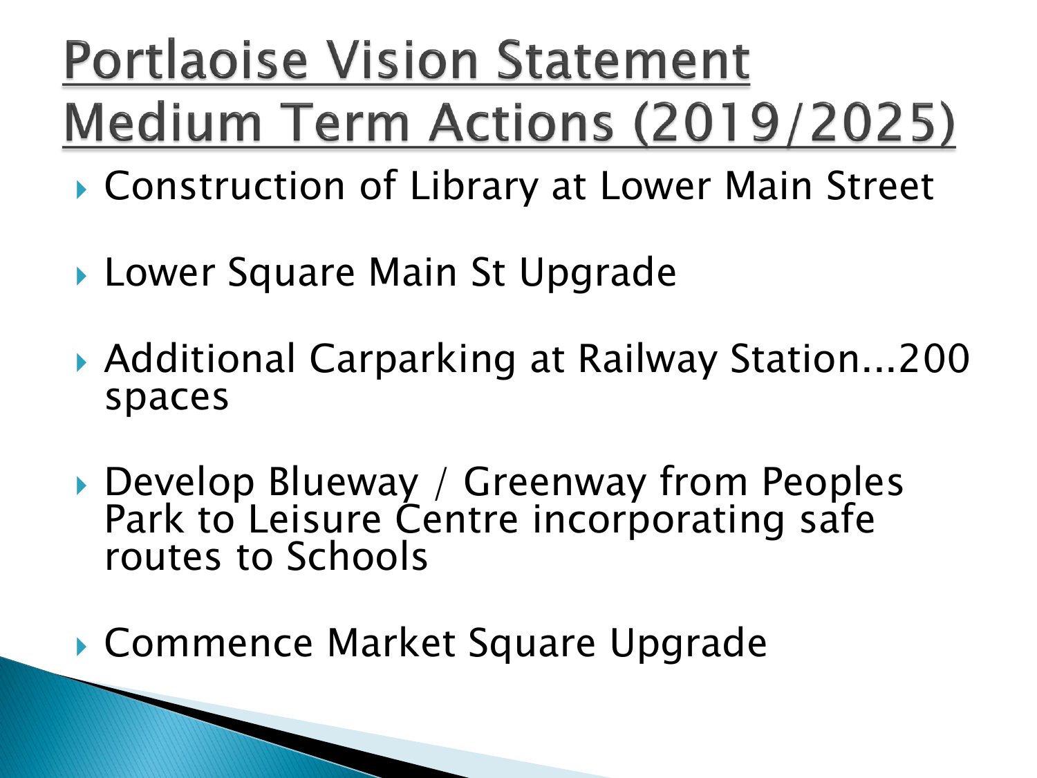# Portlaoise Vision Statement
# Medium Term Actions (2019/2025)

- Construction of Library at Lower Main Street
- Lower Square Main St Upgrade
- Additional Carparking at Railway Station...200 spaces
- Develop Blueway / Greenway from Peoples Park to Leisure Centre incorporating safe routes to Schools
- Commence Market Square Upgrade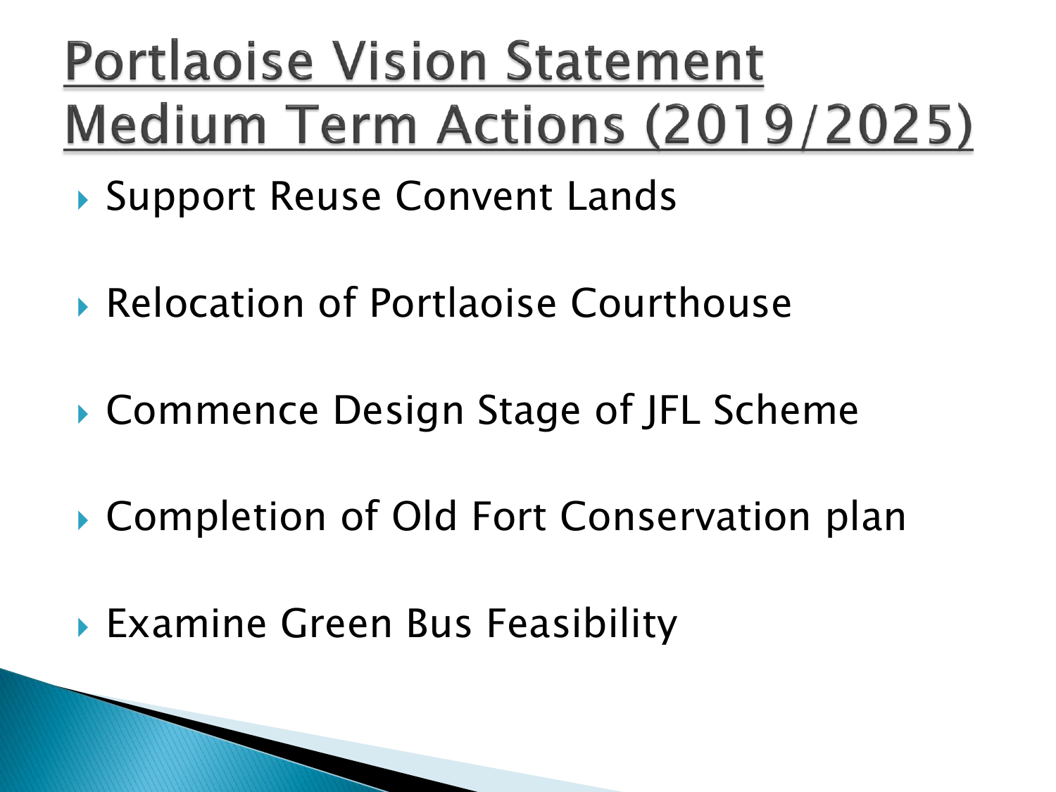# Portlaoise Vision Statement Medium Term Actions (2019/2025)

- Support Reuse Convent Lands
- Relocation of Portlaoise Courthouse
- Commence Design Stage of JFL Scheme
- Completion of Old Fort Conservation plan
- Examine Green Bus Feasibility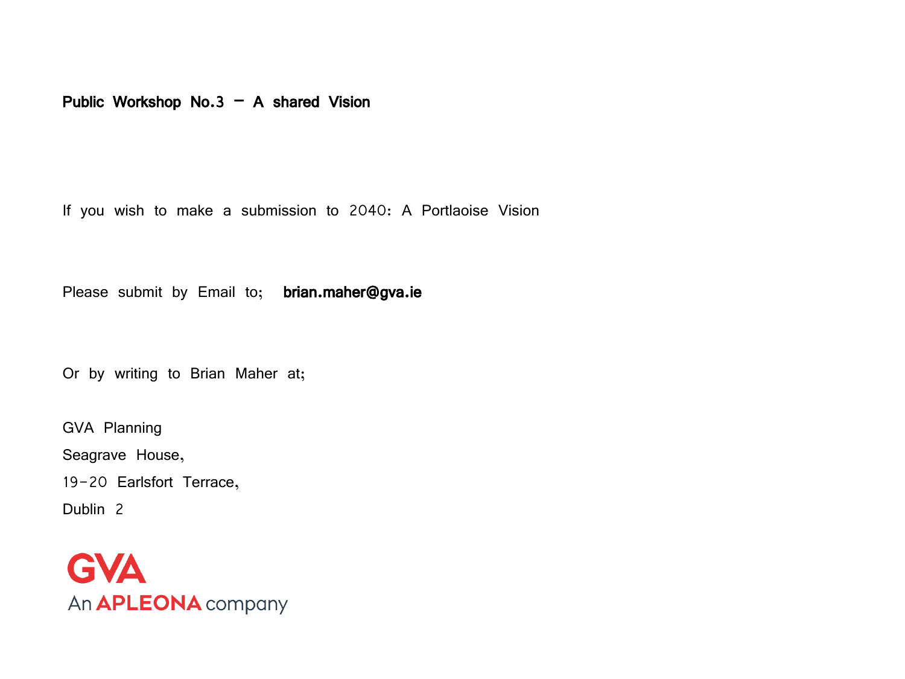**Public Workshop No.3 – A shared Vision**

If you wish to make a submission to 2040: A Portlaoise Vision

Please submit by Email to; **brian.maher@gva.ie**

Or by writing to Brian Maher at;

GVA Planning  
Seagrave House,  
19-20 Earlsfort Terrace,  
Dublin 2

GVA  
An APLEONA company